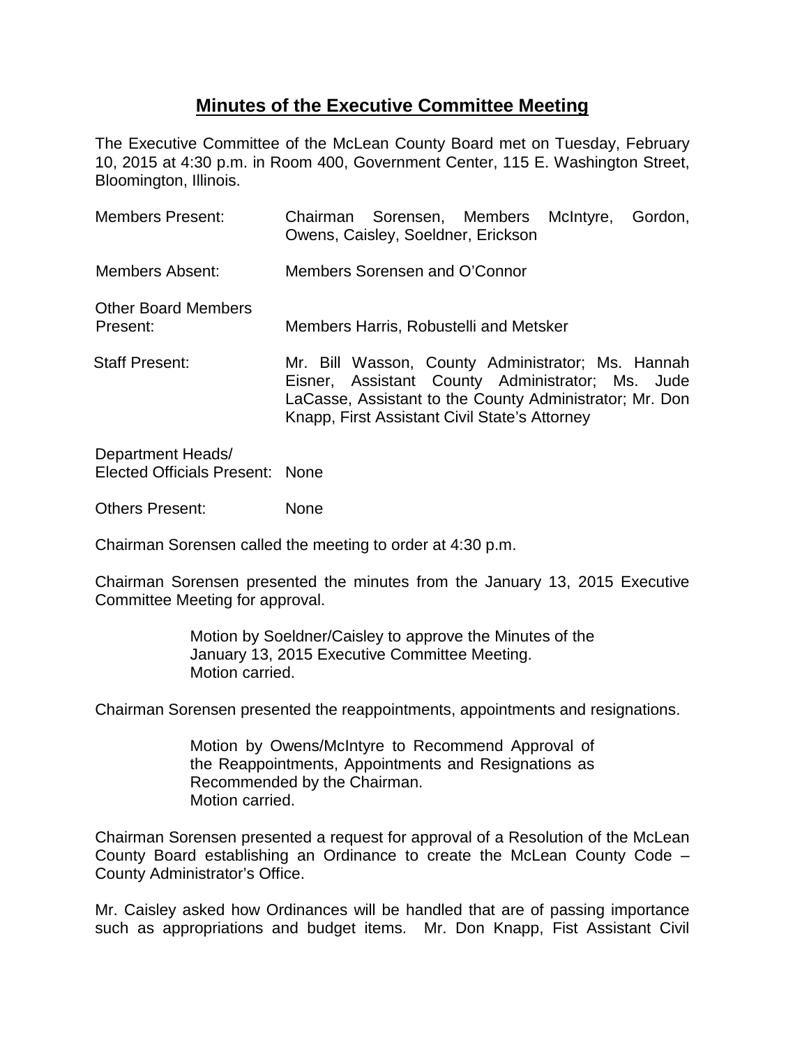# Minutes of the Executive Committee Meeting

The Executive Committee of the McLean County Board met on Tuesday, February 10, 2015 at 4:30 p.m. in Room 400, Government Center, 115 E. Washington Street, Bloomington, Illinois.

| | |
|---|---|
| Members Present: | Chairman Sorensen, Members McIntyre, Gordon, Owens, Caisley, Soeldner, Erickson |
| Members Absent: | Members Sorensen and O'Connor |
| Other Board Members Present: | Members Harris, Robustelli and Metsker |
| Staff Present: | Mr. Bill Wasson, County Administrator; Ms. Hannah Eisner, Assistant County Administrator; Ms. Jude LaCasse, Assistant to the County Administrator; Mr. Don Knapp, First Assistant Civil State's Attorney |
| Department Heads/ Elected Officials Present: | None |
| Others Present: | None |

Chairman Sorensen called the meeting to order at 4:30 p.m.

Chairman Sorensen presented the minutes from the January 13, 2015 Executive Committee Meeting for approval.

> Motion by Soeldner/Caisley to approve the Minutes of the January 13, 2015 Executive Committee Meeting.
> Motion carried.

Chairman Sorensen presented the reappointments, appointments and resignations.

> Motion by Owens/McIntyre to Recommend Approval of the Reappointments, Appointments and Resignations as Recommended by the Chairman.
> Motion carried.

Chairman Sorensen presented a request for approval of a Resolution of the McLean County Board establishing an Ordinance to create the McLean County Code – County Administrator's Office.

Mr. Caisley asked how Ordinances will be handled that are of passing importance such as appropriations and budget items. Mr. Don Knapp, Fist Assistant Civil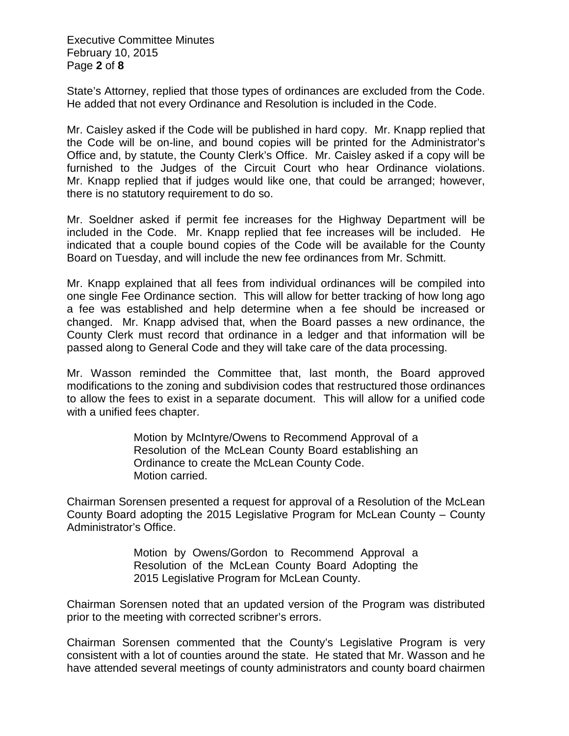State's Attorney, replied that those types of ordinances are excluded from the Code. He added that not every Ordinance and Resolution is included in the Code.

Mr. Caisley asked if the Code will be published in hard copy. Mr. Knapp replied that the Code will be on-line, and bound copies will be printed for the Administrator's Office and, by statute, the County Clerk's Office. Mr. Caisley asked if a copy will be furnished to the Judges of the Circuit Court who hear Ordinance violations. Mr. Knapp replied that if judges would like one, that could be arranged; however, there is no statutory requirement to do so.

Mr. Soeldner asked if permit fee increases for the Highway Department will be included in the Code. Mr. Knapp replied that fee increases will be included. He indicated that a couple bound copies of the Code will be available for the County Board on Tuesday, and will include the new fee ordinances from Mr. Schmitt.

Mr. Knapp explained that all fees from individual ordinances will be compiled into one single Fee Ordinance section. This will allow for better tracking of how long ago a fee was established and help determine when a fee should be increased or changed. Mr. Knapp advised that, when the Board passes a new ordinance, the County Clerk must record that ordinance in a ledger and that information will be passed along to General Code and they will take care of the data processing.

Mr. Wasson reminded the Committee that, last month, the Board approved modifications to the zoning and subdivision codes that restructured those ordinances to allow the fees to exist in a separate document. This will allow for a unified code with a unified fees chapter.

> Motion by McIntyre/Owens to Recommend Approval of a Resolution of the McLean County Board establishing an Ordinance to create the McLean County Code.
> Motion carried.

Chairman Sorensen presented a request for approval of a Resolution of the McLean County Board adopting the 2015 Legislative Program for McLean County – County Administrator's Office.

> Motion by Owens/Gordon to Recommend Approval a Resolution of the McLean County Board Adopting the 2015 Legislative Program for McLean County.

Chairman Sorensen noted that an updated version of the Program was distributed prior to the meeting with corrected scribner's errors.

Chairman Sorensen commented that the County's Legislative Program is very consistent with a lot of counties around the state. He stated that Mr. Wasson and he have attended several meetings of county administrators and county board chairmen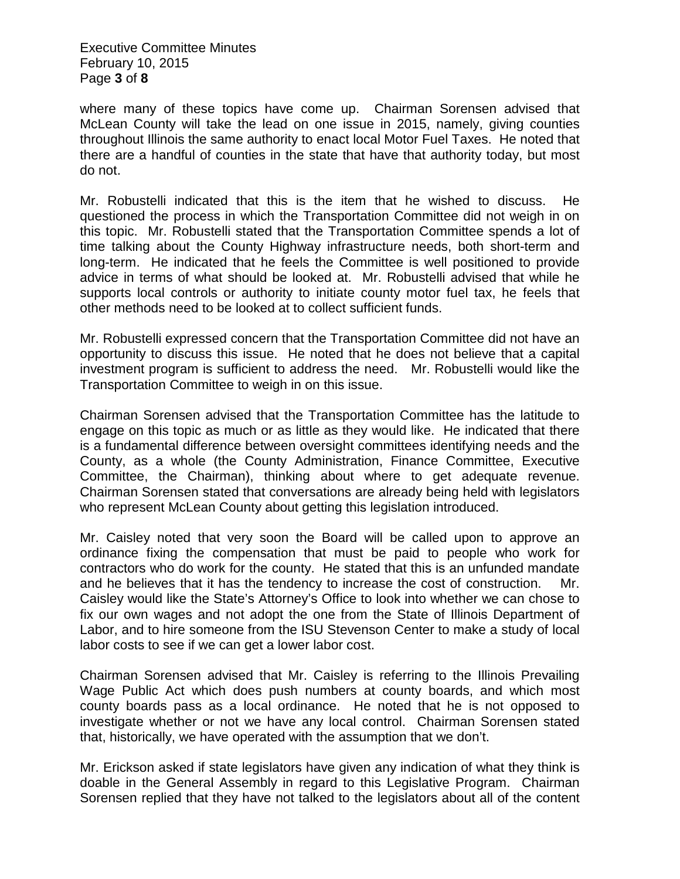where many of these topics have come up. Chairman Sorensen advised that McLean County will take the lead on one issue in 2015, namely, giving counties throughout Illinois the same authority to enact local Motor Fuel Taxes. He noted that there are a handful of counties in the state that have that authority today, but most do not.

Mr. Robustelli indicated that this is the item that he wished to discuss. He questioned the process in which the Transportation Committee did not weigh in on this topic. Mr. Robustelli stated that the Transportation Committee spends a lot of time talking about the County Highway infrastructure needs, both short-term and long-term. He indicated that he feels the Committee is well positioned to provide advice in terms of what should be looked at. Mr. Robustelli advised that while he supports local controls or authority to initiate county motor fuel tax, he feels that other methods need to be looked at to collect sufficient funds.

Mr. Robustelli expressed concern that the Transportation Committee did not have an opportunity to discuss this issue. He noted that he does not believe that a capital investment program is sufficient to address the need. Mr. Robustelli would like the Transportation Committee to weigh in on this issue.

Chairman Sorensen advised that the Transportation Committee has the latitude to engage on this topic as much or as little as they would like. He indicated that there is a fundamental difference between oversight committees identifying needs and the County, as a whole (the County Administration, Finance Committee, Executive Committee, the Chairman), thinking about where to get adequate revenue. Chairman Sorensen stated that conversations are already being held with legislators who represent McLean County about getting this legislation introduced.

Mr. Caisley noted that very soon the Board will be called upon to approve an ordinance fixing the compensation that must be paid to people who work for contractors who do work for the county. He stated that this is an unfunded mandate and he believes that it has the tendency to increase the cost of construction. Mr. Caisley would like the State's Attorney's Office to look into whether we can chose to fix our own wages and not adopt the one from the State of Illinois Department of Labor, and to hire someone from the ISU Stevenson Center to make a study of local labor costs to see if we can get a lower labor cost.

Chairman Sorensen advised that Mr. Caisley is referring to the Illinois Prevailing Wage Public Act which does push numbers at county boards, and which most county boards pass as a local ordinance. He noted that he is not opposed to investigate whether or not we have any local control. Chairman Sorensen stated that, historically, we have operated with the assumption that we don't.

Mr. Erickson asked if state legislators have given any indication of what they think is doable in the General Assembly in regard to this Legislative Program. Chairman Sorensen replied that they have not talked to the legislators about all of the content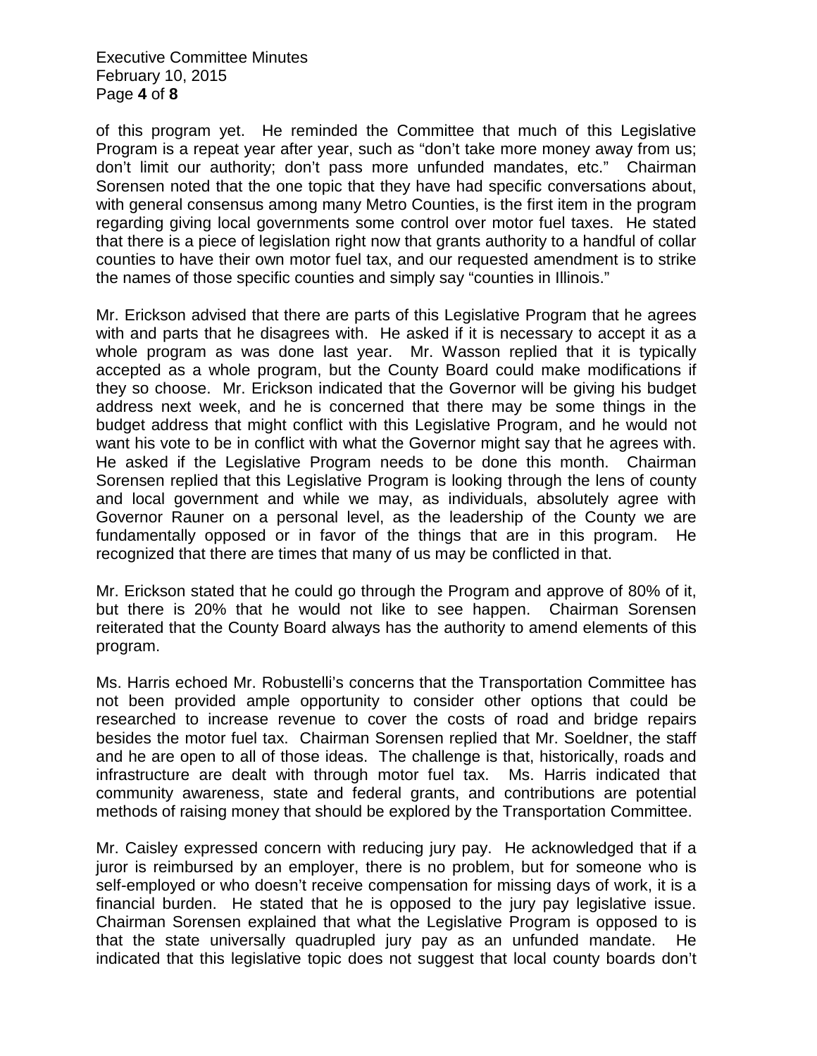of this program yet. He reminded the Committee that much of this Legislative Program is a repeat year after year, such as "don't take more money away from us; don't limit our authority; don't pass more unfunded mandates, etc." Chairman Sorensen noted that the one topic that they have had specific conversations about, with general consensus among many Metro Counties, is the first item in the program regarding giving local governments some control over motor fuel taxes. He stated that there is a piece of legislation right now that grants authority to a handful of collar counties to have their own motor fuel tax, and our requested amendment is to strike the names of those specific counties and simply say "counties in Illinois."

Mr. Erickson advised that there are parts of this Legislative Program that he agrees with and parts that he disagrees with. He asked if it is necessary to accept it as a whole program as was done last year. Mr. Wasson replied that it is typically accepted as a whole program, but the County Board could make modifications if they so choose. Mr. Erickson indicated that the Governor will be giving his budget address next week, and he is concerned that there may be some things in the budget address that might conflict with this Legislative Program, and he would not want his vote to be in conflict with what the Governor might say that he agrees with. He asked if the Legislative Program needs to be done this month. Chairman Sorensen replied that this Legislative Program is looking through the lens of county and local government and while we may, as individuals, absolutely agree with Governor Rauner on a personal level, as the leadership of the County we are fundamentally opposed or in favor of the things that are in this program. He recognized that there are times that many of us may be conflicted in that.

Mr. Erickson stated that he could go through the Program and approve of 80% of it, but there is 20% that he would not like to see happen. Chairman Sorensen reiterated that the County Board always has the authority to amend elements of this program.

Ms. Harris echoed Mr. Robustelli's concerns that the Transportation Committee has not been provided ample opportunity to consider other options that could be researched to increase revenue to cover the costs of road and bridge repairs besides the motor fuel tax. Chairman Sorensen replied that Mr. Soeldner, the staff and he are open to all of those ideas. The challenge is that, historically, roads and infrastructure are dealt with through motor fuel tax. Ms. Harris indicated that community awareness, state and federal grants, and contributions are potential methods of raising money that should be explored by the Transportation Committee.

Mr. Caisley expressed concern with reducing jury pay. He acknowledged that if a juror is reimbursed by an employer, there is no problem, but for someone who is self-employed or who doesn't receive compensation for missing days of work, it is a financial burden. He stated that he is opposed to the jury pay legislative issue. Chairman Sorensen explained that what the Legislative Program is opposed to is that the state universally quadrupled jury pay as an unfunded mandate. He indicated that this legislative topic does not suggest that local county boards don't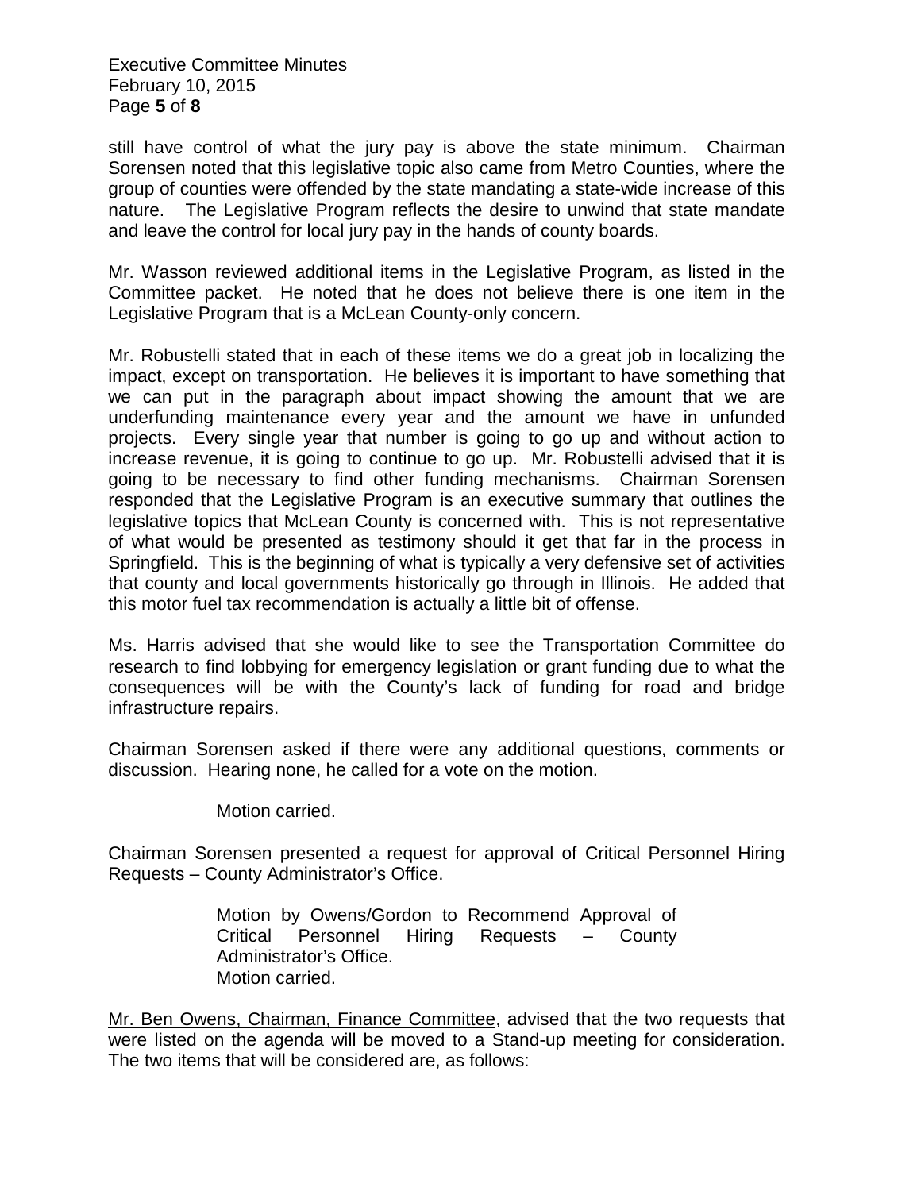still have control of what the jury pay is above the state minimum. Chairman Sorensen noted that this legislative topic also came from Metro Counties, where the group of counties were offended by the state mandating a state-wide increase of this nature. The Legislative Program reflects the desire to unwind that state mandate and leave the control for local jury pay in the hands of county boards.

Mr. Wasson reviewed additional items in the Legislative Program, as listed in the Committee packet. He noted that he does not believe there is one item in the Legislative Program that is a McLean County-only concern.

Mr. Robustelli stated that in each of these items we do a great job in localizing the impact, except on transportation. He believes it is important to have something that we can put in the paragraph about impact showing the amount that we are underfunding maintenance every year and the amount we have in unfunded projects. Every single year that number is going to go up and without action to increase revenue, it is going to continue to go up. Mr. Robustelli advised that it is going to be necessary to find other funding mechanisms. Chairman Sorensen responded that the Legislative Program is an executive summary that outlines the legislative topics that McLean County is concerned with. This is not representative of what would be presented as testimony should it get that far in the process in Springfield. This is the beginning of what is typically a very defensive set of activities that county and local governments historically go through in Illinois. He added that this motor fuel tax recommendation is actually a little bit of offense.

Ms. Harris advised that she would like to see the Transportation Committee do research to find lobbying for emergency legislation or grant funding due to what the consequences will be with the County's lack of funding for road and bridge infrastructure repairs.

Chairman Sorensen asked if there were any additional questions, comments or discussion. Hearing none, he called for a vote on the motion.

> Motion carried.

Chairman Sorensen presented a request for approval of Critical Personnel Hiring Requests – County Administrator's Office.

> Motion by Owens/Gordon to Recommend Approval of Critical Personnel Hiring Requests – County Administrator's Office.
> Motion carried.

Mr. Ben Owens, Chairman, Finance Committee, advised that the two requests that were listed on the agenda will be moved to a Stand-up meeting for consideration. The two items that will be considered are, as follows: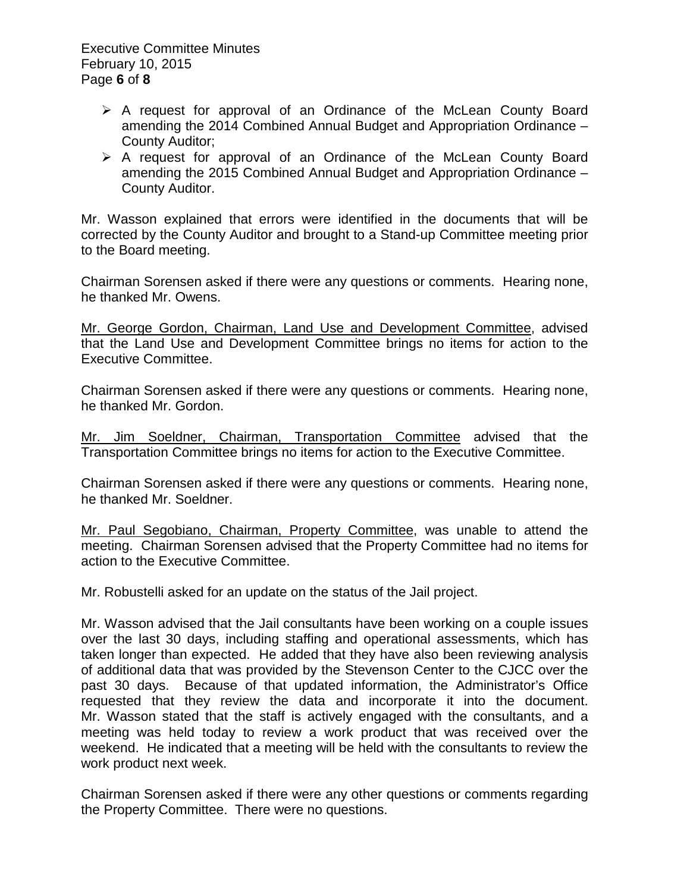- A request for approval of an Ordinance of the McLean County Board amending the 2014 Combined Annual Budget and Appropriation Ordinance – County Auditor;
- A request for approval of an Ordinance of the McLean County Board amending the 2015 Combined Annual Budget and Appropriation Ordinance – County Auditor.

Mr. Wasson explained that errors were identified in the documents that will be corrected by the County Auditor and brought to a Stand-up Committee meeting prior to the Board meeting.

Chairman Sorensen asked if there were any questions or comments. Hearing none, he thanked Mr. Owens.

Mr. George Gordon, Chairman, Land Use and Development Committee, advised that the Land Use and Development Committee brings no items for action to the Executive Committee.

Chairman Sorensen asked if there were any questions or comments. Hearing none, he thanked Mr. Gordon.

Mr. Jim Soeldner, Chairman, Transportation Committee advised that the Transportation Committee brings no items for action to the Executive Committee.

Chairman Sorensen asked if there were any questions or comments. Hearing none, he thanked Mr. Soeldner.

Mr. Paul Segobiano, Chairman, Property Committee, was unable to attend the meeting. Chairman Sorensen advised that the Property Committee had no items for action to the Executive Committee.

Mr. Robustelli asked for an update on the status of the Jail project.

Mr. Wasson advised that the Jail consultants have been working on a couple issues over the last 30 days, including staffing and operational assessments, which has taken longer than expected. He added that they have also been reviewing analysis of additional data that was provided by the Stevenson Center to the CJCC over the past 30 days. Because of that updated information, the Administrator's Office requested that they review the data and incorporate it into the document. Mr. Wasson stated that the staff is actively engaged with the consultants, and a meeting was held today to review a work product that was received over the weekend. He indicated that a meeting will be held with the consultants to review the work product next week.

Chairman Sorensen asked if there were any other questions or comments regarding the Property Committee. There were no questions.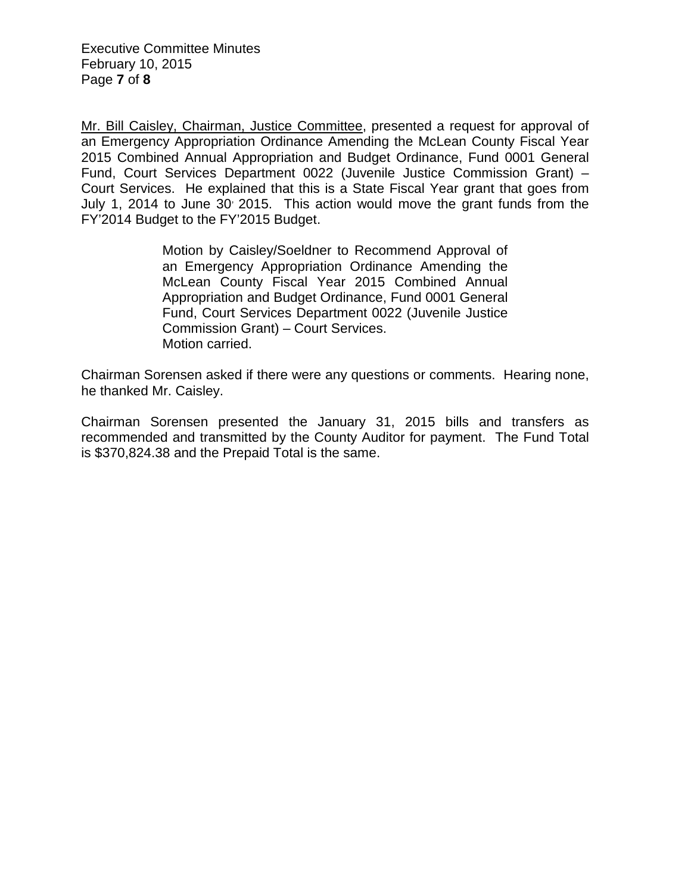Mr. Bill Caisley, Chairman, Justice Committee, presented a request for approval of an Emergency Appropriation Ordinance Amending the McLean County Fiscal Year 2015 Combined Annual Appropriation and Budget Ordinance, Fund 0001 General Fund, Court Services Department 0022 (Juvenile Justice Commission Grant) – Court Services. He explained that this is a State Fiscal Year grant that goes from July 1, 2014 to June 30, 2015. This action would move the grant funds from the FY'2014 Budget to the FY'2015 Budget.

> Motion by Caisley/Soeldner to Recommend Approval of an Emergency Appropriation Ordinance Amending the McLean County Fiscal Year 2015 Combined Annual Appropriation and Budget Ordinance, Fund 0001 General Fund, Court Services Department 0022 (Juvenile Justice Commission Grant) – Court Services.
> Motion carried.

Chairman Sorensen asked if there were any questions or comments. Hearing none, he thanked Mr. Caisley.

Chairman Sorensen presented the January 31, 2015 bills and transfers as recommended and transmitted by the County Auditor for payment. The Fund Total is $370,824.38 and the Prepaid Total is the same.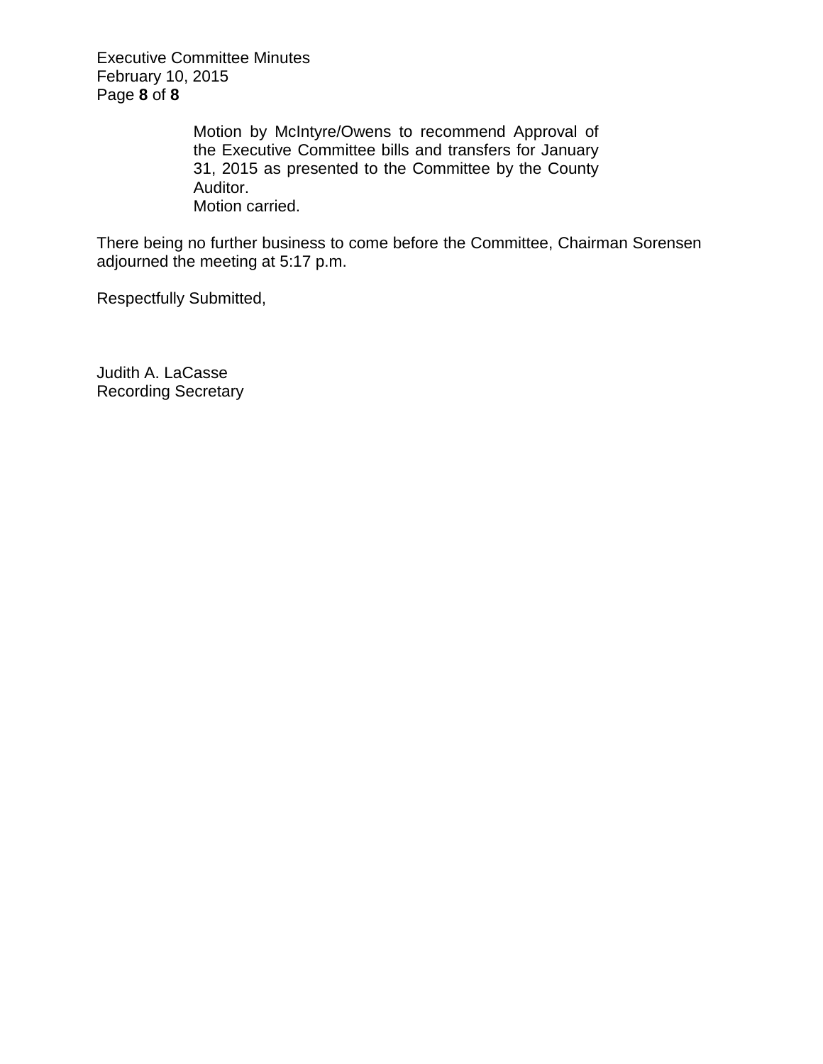Motion by McIntyre/Owens to recommend Approval of the Executive Committee bills and transfers for January 31, 2015 as presented to the Committee by the County Auditor.
Motion carried.

There being no further business to come before the Committee, Chairman Sorensen adjourned the meeting at 5:17 p.m.

Respectfully Submitted,

Judith A. LaCasse
Recording Secretary